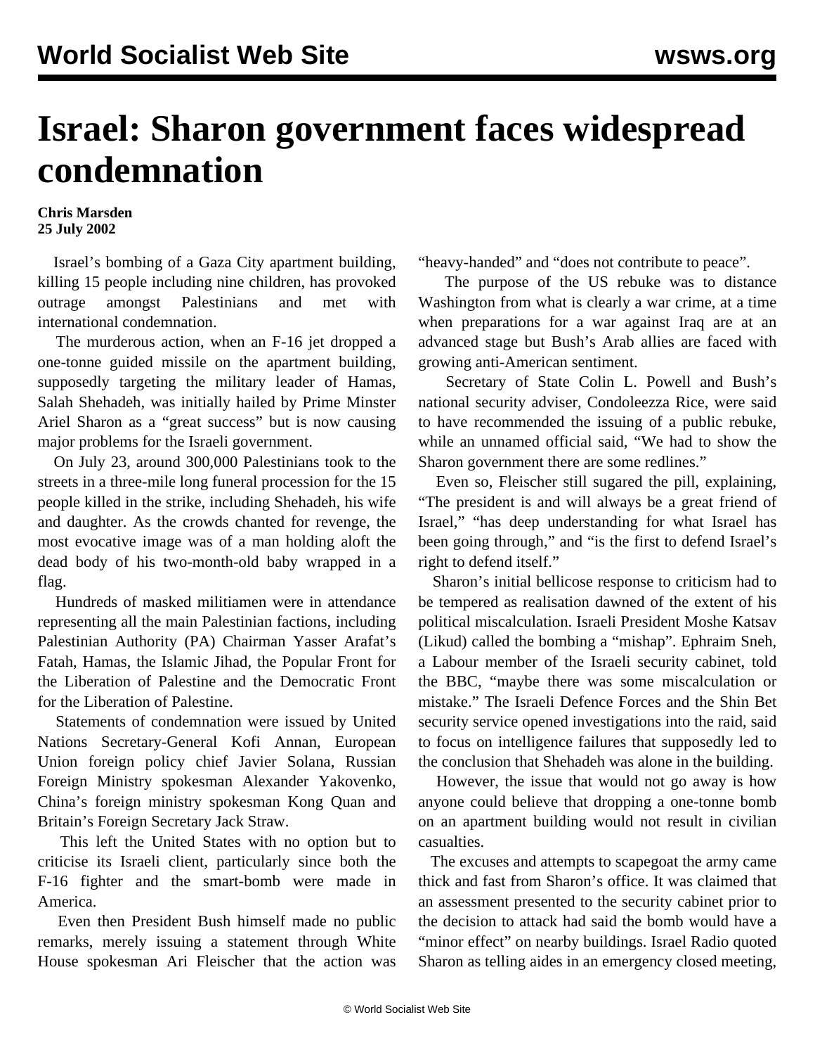# Israel: Sharon government faces widespread condemnation

**Chris Marsden**
**25 July 2002**

Israel's bombing of a Gaza City apartment building, killing 15 people including nine children, has provoked outrage amongst Palestinians and met with international condemnation.

The murderous action, when an F-16 jet dropped a one-tonne guided missile on the apartment building, supposedly targeting the military leader of Hamas, Salah Shehadeh, was initially hailed by Prime Minster Ariel Sharon as a "great success" but is now causing major problems for the Israeli government.

On July 23, around 300,000 Palestinians took to the streets in a three-mile long funeral procession for the 15 people killed in the strike, including Shehadeh, his wife and daughter. As the crowds chanted for revenge, the most evocative image was of a man holding aloft the dead body of his two-month-old baby wrapped in a flag.

Hundreds of masked militiamen were in attendance representing all the main Palestinian factions, including Palestinian Authority (PA) Chairman Yasser Arafat's Fatah, Hamas, the Islamic Jihad, the Popular Front for the Liberation of Palestine and the Democratic Front for the Liberation of Palestine.

Statements of condemnation were issued by United Nations Secretary-General Kofi Annan, European Union foreign policy chief Javier Solana, Russian Foreign Ministry spokesman Alexander Yakovenko, China's foreign ministry spokesman Kong Quan and Britain's Foreign Secretary Jack Straw.

This left the United States with no option but to criticise its Israeli client, particularly since both the F-16 fighter and the smart-bomb were made in America.

Even then President Bush himself made no public remarks, merely issuing a statement through White House spokesman Ari Fleischer that the action was "heavy-handed" and "does not contribute to peace".

The purpose of the US rebuke was to distance Washington from what is clearly a war crime, at a time when preparations for a war against Iraq are at an advanced stage but Bush's Arab allies are faced with growing anti-American sentiment.

Secretary of State Colin L. Powell and Bush's national security adviser, Condoleezza Rice, were said to have recommended the issuing of a public rebuke, while an unnamed official said, "We had to show the Sharon government there are some redlines."

Even so, Fleischer still sugared the pill, explaining, "The president is and will always be a great friend of Israel," "has deep understanding for what Israel has been going through," and "is the first to defend Israel's right to defend itself."

Sharon's initial bellicose response to criticism had to be tempered as realisation dawned of the extent of his political miscalculation. Israeli President Moshe Katsav (Likud) called the bombing a "mishap". Ephraim Sneh, a Labour member of the Israeli security cabinet, told the BBC, "maybe there was some miscalculation or mistake." The Israeli Defence Forces and the Shin Bet security service opened investigations into the raid, said to focus on intelligence failures that supposedly led to the conclusion that Shehadeh was alone in the building.

However, the issue that would not go away is how anyone could believe that dropping a one-tonne bomb on an apartment building would not result in civilian casualties.

The excuses and attempts to scapegoat the army came thick and fast from Sharon's office. It was claimed that an assessment presented to the security cabinet prior to the decision to attack had said the bomb would have a "minor effect" on nearby buildings. Israel Radio quoted Sharon as telling aides in an emergency closed meeting,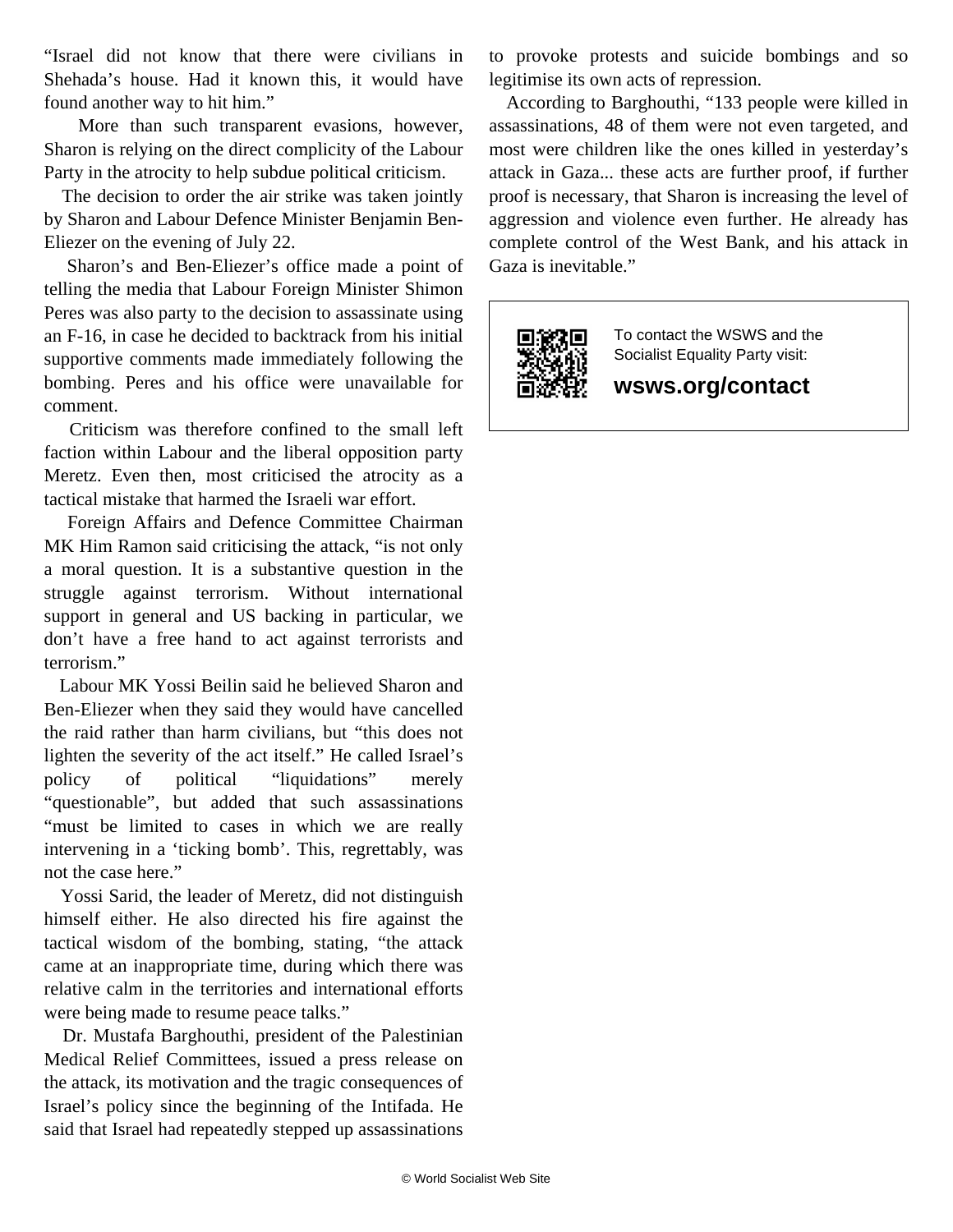"Israel did not know that there were civilians in Shehada's house. Had it known this, it would have found another way to hit him."

More than such transparent evasions, however, Sharon is relying on the direct complicity of the Labour Party in the atrocity to help subdue political criticism.

The decision to order the air strike was taken jointly by Sharon and Labour Defence Minister Benjamin Ben-Eliezer on the evening of July 22.

Sharon's and Ben-Eliezer's office made a point of telling the media that Labour Foreign Minister Shimon Peres was also party to the decision to assassinate using an F-16, in case he decided to backtrack from his initial supportive comments made immediately following the bombing. Peres and his office were unavailable for comment.

Criticism was therefore confined to the small left faction within Labour and the liberal opposition party Meretz. Even then, most criticised the atrocity as a tactical mistake that harmed the Israeli war effort.

Foreign Affairs and Defence Committee Chairman MK Him Ramon said criticising the attack, "is not only a moral question. It is a substantive question in the struggle against terrorism. Without international support in general and US backing in particular, we don't have a free hand to act against terrorists and terrorism."

Labour MK Yossi Beilin said he believed Sharon and Ben-Eliezer when they said they would have cancelled the raid rather than harm civilians, but "this does not lighten the severity of the act itself." He called Israel's policy of political "liquidations" merely "questionable", but added that such assassinations "must be limited to cases in which we are really intervening in a 'ticking bomb'. This, regrettably, was not the case here."

Yossi Sarid, the leader of Meretz, did not distinguish himself either. He also directed his fire against the tactical wisdom of the bombing, stating, "the attack came at an inappropriate time, during which there was relative calm in the territories and international efforts were being made to resume peace talks."

Dr. Mustafa Barghouthi, president of the Palestinian Medical Relief Committees, issued a press release on the attack, its motivation and the tragic consequences of Israel's policy since the beginning of the Intifada. He said that Israel had repeatedly stepped up assassinations to provoke protests and suicide bombings and so legitimise its own acts of repression.

According to Barghouthi, "133 people were killed in assassinations, 48 of them were not even targeted, and most were children like the ones killed in yesterday's attack in Gaza... these acts are further proof, if further proof is necessary, that Sharon is increasing the level of aggression and violence even further. He already has complete control of the West Bank, and his attack in Gaza is inevitable."

To contact the WSWS and the Socialist Equality Party visit:

**wsws.org/contact**